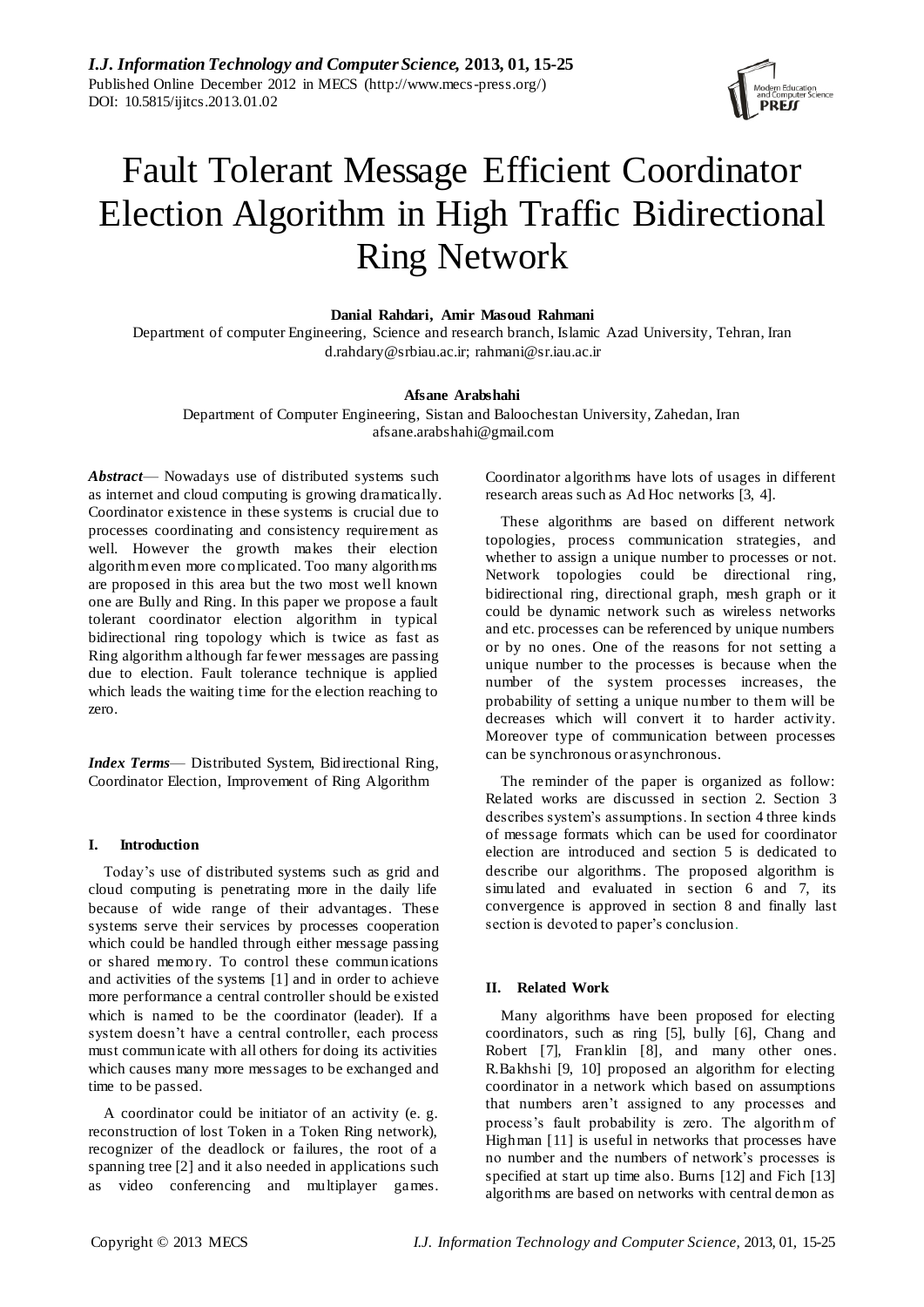# Fault Tolerant Message Efficient Coordinator Election Algorithm in High Traffic Bidirectional Ring Network

**Danial Rahdari, Amir Masoud Rahmani**

Department of computer Engineering, Science and research branch, Islamic Azad University, Tehran, Iran
d.rahdary@srbiau.ac.ir; rahmani@sr.iau.ac.ir

**Afsane Arabshahi**

Department of Computer Engineering, Sistan and Baloochestan University, Zahedan, Iran
afsane.arabshahi@gmail.com

***Abstract*** — Nowadays use of distributed systems such as internet and cloud computing is growing dramatically. Coordinator existence in these systems is crucial due to processes coordinating and consistency requirement as well. However the growth makes their election algorithm even more complicated. Too many algorithms are proposed in this area but the two most well known one are Bully and Ring. In this paper we propose a fault tolerant coordinator election algorithm in typical bidirectional ring topology which is twice as fast as Ring algorithm although far fewer messages are passing due to election. Fault tolerance technique is applied which leads the waiting time for the election reaching to zero.

***Index Terms*** — Distributed System, Bidirectional Ring, Coordinator Election, Improvement of Ring Algorithm

## I. Introduction

Today's use of distributed systems such as grid and cloud computing is penetrating more in the daily life because of wide range of their advantages. These systems serve their services by processes cooperation which could be handled through either message passing or shared memory. To control these communications and activities of the systems [1] and in order to achieve more performance a central controller should be existed which is named to be the coordinator (leader). If a system doesn't have a central controller, each process must communicate with all others for doing its activities which causes many more messages to be exchanged and time to be passed.

A coordinator could be initiator of an activity (e. g. reconstruction of lost Token in a Token Ring network), recognizer of the deadlock or failures, the root of a spanning tree [2] and it also needed in applications such as video conferencing and multiplayer games. Coordinator algorithms have lots of usages in different research areas such as Ad Hoc networks [3, 4].

These algorithms are based on different network topologies, process communication strategies, and whether to assign a unique number to processes or not. Network topologies could be directional ring, bidirectional ring, directional graph, mesh graph or it could be dynamic network such as wireless networks and etc. processes can be referenced by unique numbers or by no ones. One of the reasons for not setting a unique number to the processes is because when the number of the system processes increases, the probability of setting a unique number to them will be decreases which will convert it to harder activity. Moreover type of communication between processes can be synchronous or asynchronous.

The reminder of the paper is organized as follow: Related works are discussed in section 2. Section 3 describes system's assumptions. In section 4 three kinds of message formats which can be used for coordinator election are introduced and section 5 is dedicated to describe our algorithms. The proposed algorithm is simulated and evaluated in section 6 and 7, its convergence is approved in section 8 and finally last section is devoted to paper's conclusion.

## II. Related Work

Many algorithms have been proposed for electing coordinators, such as ring [5], bully [6], Chang and Robert [7], Franklin [8], and many other ones. R.Bakhshi [9, 10] proposed an algorithm for electing coordinator in a network which based on assumptions that numbers aren't assigned to any processes and process's fault probability is zero. The algorithm of Highman [11] is useful in networks that processes have no number and the numbers of network's processes is specified at start up time also. Burns [12] and Fich [13] algorithms are based on networks with central demon as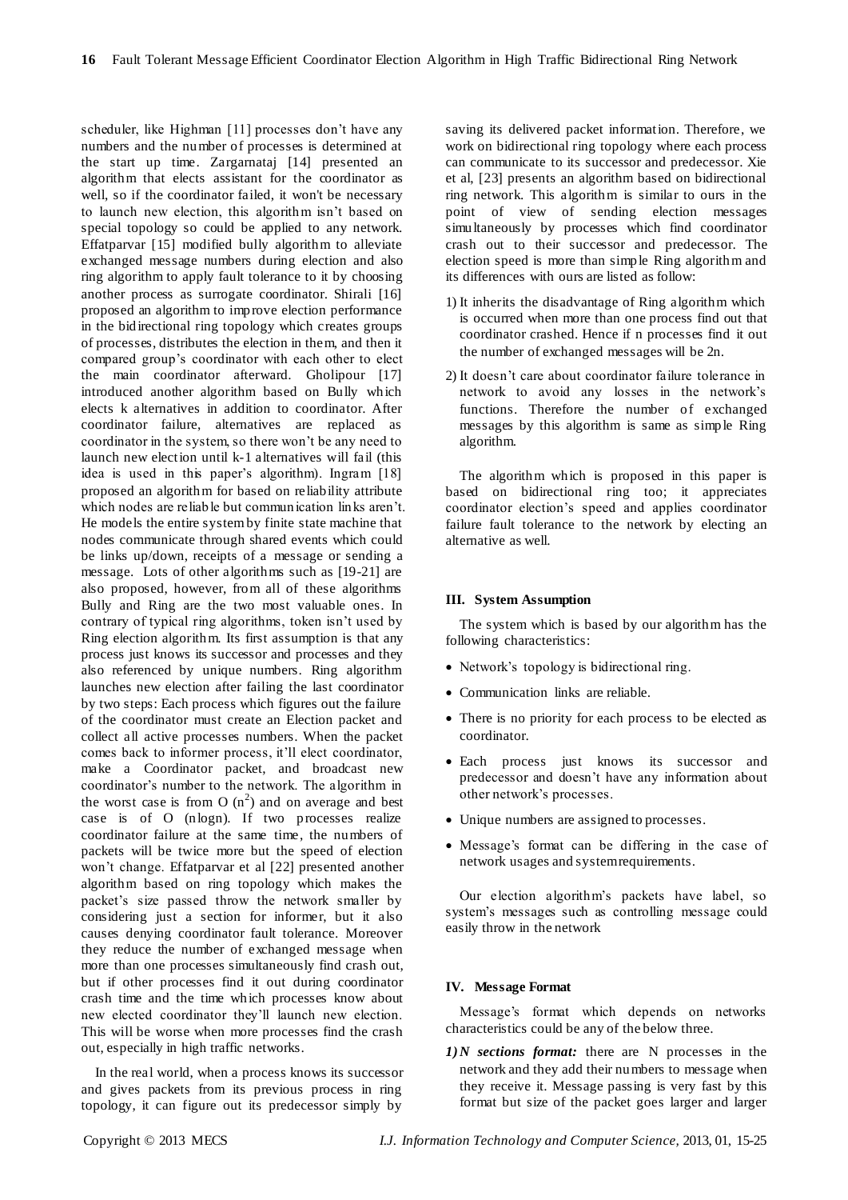scheduler, like Highman [11] processes don't have any numbers and the number of processes is determined at the start up time. Zargarnataj [14] presented an algorithm that elects assistant for the coordinator as well, so if the coordinator failed, it won't be necessary to launch new election, this algorithm isn't based on special topology so could be applied to any network. Effatparvar [15] modified bully algorithm to alleviate exchanged message numbers during election and also ring algorithm to apply fault tolerance to it by choosing another process as surrogate coordinator. Shirali [16] proposed an algorithm to improve election performance in the bidirectional ring topology which creates groups of processes, distributes the election in them, and then it compared group's coordinator with each other to elect the main coordinator afterward. Gholipour [17] introduced another algorithm based on Bully which elects k alternatives in addition to coordinator. After coordinator failure, alternatives are replaced as coordinator in the system, so there won't be any need to launch new election until k-1 alternatives will fail (this idea is used in this paper's algorithm). Ingram [18] proposed an algorithm for based on reliability attribute which nodes are reliable but communication links aren't. He models the entire system by finite state machine that nodes communicate through shared events which could be links up/down, receipts of a message or sending a message. Lots of other algorithms such as [19-21] are also proposed, however, from all of these algorithms Bully and Ring are the two most valuable ones. In contrary of typical ring algorithms, token isn't used by Ring election algorithm. Its first assumption is that any process just knows its successor and processes and they also referenced by unique numbers. Ring algorithm launches new election after failing the last coordinator by two steps: Each process which figures out the failure of the coordinator must create an Election packet and collect all active processes numbers. When the packet comes back to informer process, it'll elect coordinator, make a Coordinator packet, and broadcast new coordinator's number to the network. The algorithm in the worst case is from O $(n^2)$ and on average and best case is of O (nlogn). If two processes realize coordinator failure at the same time, the numbers of packets will be twice more but the speed of election won't change. Effatparvar et al [22] presented another algorithm based on ring topology which makes the packet's size passed throw the network smaller by considering just a section for informer, but it also causes denying coordinator fault tolerance. Moreover they reduce the number of exchanged message when more than one processes simultaneously find crash out, but if other processes find it out during coordinator crash time and the time which processes know about new elected coordinator they'll launch new election. This will be worse when more processes find the crash out, especially in high traffic networks.

In the real world, when a process knows its successor and gives packets from its previous process in ring topology, it can figure out its predecessor simply by saving its delivered packet information. Therefore, we work on bidirectional ring topology where each process can communicate to its successor and predecessor. Xie et al, [23] presents an algorithm based on bidirectional ring network. This algorithm is similar to ours in the point of view of sending election messages simultaneously by processes which find coordinator crash out to their successor and predecessor. The election speed is more than simple Ring algorithm and its differences with ours are listed as follow:

1) It inherits the disadvantage of Ring algorithm which is occurred when more than one process find out that coordinator crashed. Hence if n processes find it out the number of exchanged messages will be 2n.
2) It doesn't care about coordinator failure tolerance in network to avoid any losses in the network's functions. Therefore the number of exchanged messages by this algorithm is same as simple Ring algorithm.

The algorithm which is proposed in this paper is based on bidirectional ring too; it appreciates coordinator election's speed and applies coordinator failure fault tolerance to the network by electing an alternative as well.

## III. System Assumption

The system which is based by our algorithm has the following characteristics:

- Network's topology is bidirectional ring.
- Communication links are reliable.
- There is no priority for each process to be elected as coordinator.
- Each process just knows its successor and predecessor and doesn't have any information about other network's processes.
- Unique numbers are assigned to processes.
- Message's format can be differing in the case of network usages and system requirements.

Our election algorithm's packets have label, so system's messages such as controlling message could easily throw in the network

## IV. Message Format

Message's format which depends on networks characteristics could be any of the below three.

1) ***N sections format:*** there are N processes in the network and they add their numbers to message when they receive it. Message passing is very fast by this format but size of the packet goes larger and larger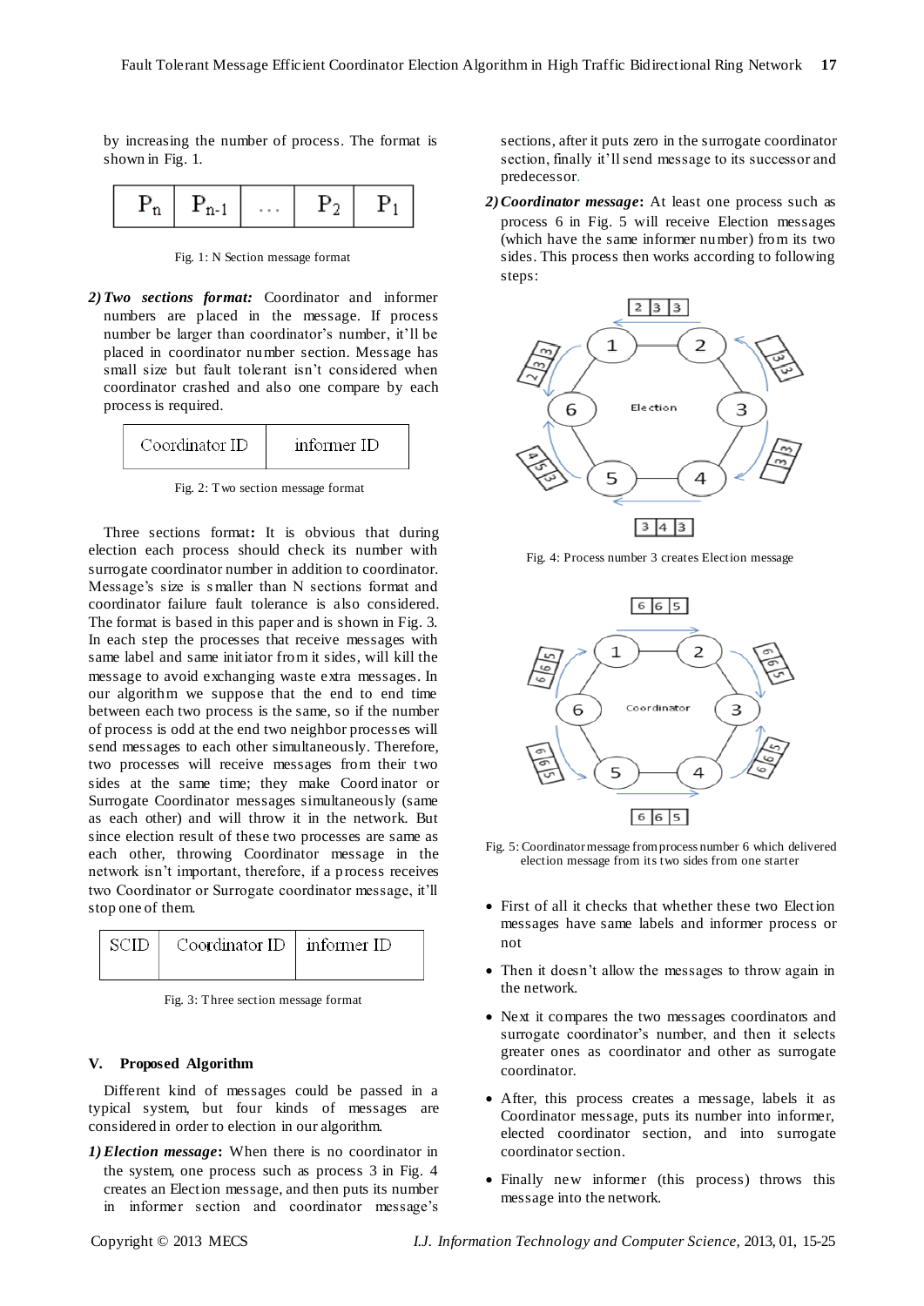by increasing the number of process. The format is shown in Fig. 1.

| $P_n$ | $P_{n-1}$ | ... | $P_2$ | $P_1$ |
|---|---|---|---|---|

Fig. 1: N Section message format

*2) Two sections format:* Coordinator and informer numbers are placed in the message. If process number be larger than coordinator's number, it'll be placed in coordinator number section. Message has small size but fault tolerant isn't considered when coordinator crashed and also one compare by each process is required.

| Coordinator ID | informer ID |
|---|---|

Fig. 2: Two section message format

Three sections format**:** It is obvious that during election each process should check its number with surrogate coordinator number in addition to coordinator. Message's size is smaller than N sections format and coordinator failure fault tolerance is also considered. The format is based in this paper and is shown in Fig. 3. In each step the processes that receive messages with same label and same initiator from it sides, will kill the message to avoid exchanging waste extra messages. In our algorithm we suppose that the end to end time between each two process is the same, so if the number of process is odd at the end two neighbor processes will send messages to each other simultaneously. Therefore, two processes will receive messages from their two sides at the same time; they make Coordinator or Surrogate Coordinator messages simultaneously (same as each other) and will throw it in the network. But since election result of these two processes are same as each other, throwing Coordinator message in the network isn't important, therefore, if a process receives two Coordinator or Surrogate coordinator message, it'll stop one of them.

| SCID | Coordinator ID | informer ID |
|---|---|---|

Fig. 3: Three section message format

## V. Proposed Algorithm

Different kind of messages could be passed in a typical system, but four kinds of messages are considered in order to election in our algorithm.

*1) Election message***:** When there is no coordinator in the system, one process such as process 3 in Fig. 4 creates an Election message, and then puts its number in informer section and coordinator message's sections, after it puts zero in the surrogate coordinator section, finally it'll send message to its successor and predecessor.

*2) Coordinator message***:** At least one process such as process 6 in Fig. 5 will receive Election messages (which have the same informer number) from its two sides. This process then works according to following steps:

Fig. 4: Process number 3 creates Election message

Fig. 5: Coordinator message from process number 6 which delivered election message from its two sides from one starter

- First of all it checks that whether these two Election messages have same labels and informer process or not
- Then it doesn't allow the messages to throw again in the network.
- Next it compares the two messages coordinators and surrogate coordinator's number, and then it selects greater ones as coordinator and other as surrogate coordinator.
- After, this process creates a message, labels it as Coordinator message, puts its number into informer, elected coordinator section, and into surrogate coordinator section.
- Finally new informer (this process) throws this message into the network.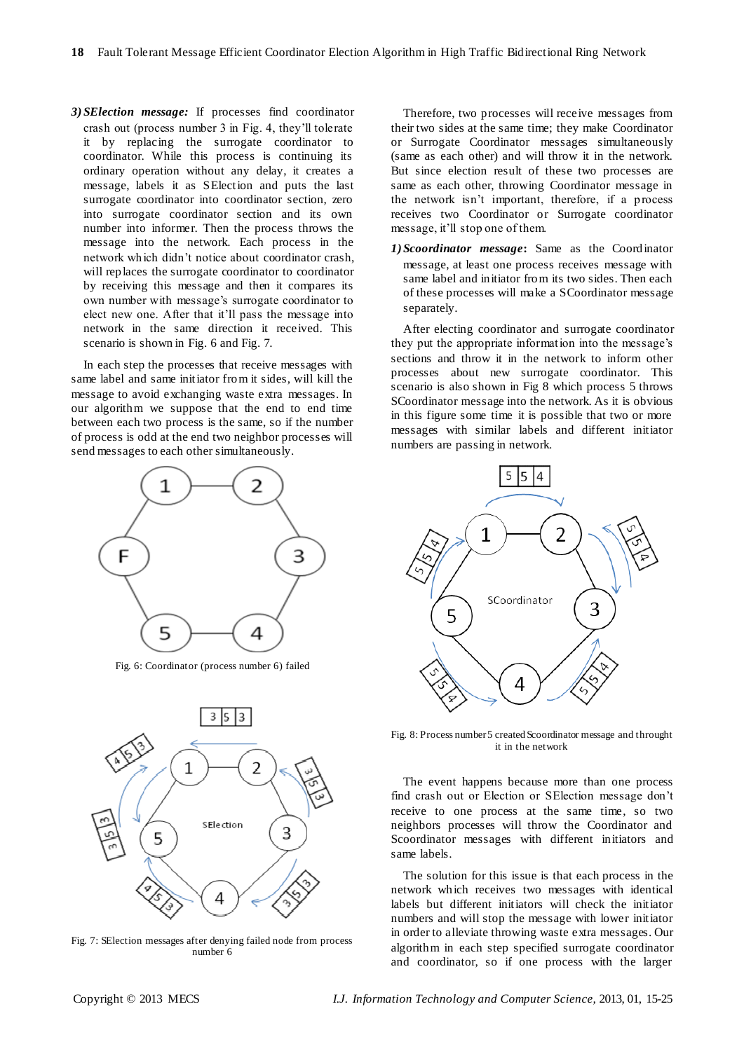*3) SElection message:* If processes find coordinator crash out (process number 3 in Fig. 4, they'll tolerate it by replacing the surrogate coordinator to coordinator. While this process is continuing its ordinary operation without any delay, it creates a message, labels it as SElection and puts the last surrogate coordinator into coordinator section, zero into surrogate coordinator section and its own number into informer. Then the process throws the message into the network. Each process in the network which didn't notice about coordinator crash, will replaces the surrogate coordinator to coordinator by receiving this message and then it compares its own number with message's surrogate coordinator to elect new one. After that it'll pass the message into network in the same direction it received. This scenario is shown in Fig. 6 and Fig. 7.

In each step the processes that receive messages with same label and same initiator from it sides, will kill the message to avoid exchanging waste extra messages. In our algorithm we suppose that the end to end time between each two process is the same, so if the number of process is odd at the end two neighbor processes will send messages to each other simultaneously.

Fig. 6: Coordinator (process number 6) failed

Fig. 7: SElection messages after denying failed node from process number 6

Therefore, two processes will receive messages from their two sides at the same time; they make Coordinator or Surrogate Coordinator messages simultaneously (same as each other) and will throw it in the network. But since election result of these two processes are same as each other, throwing Coordinator message in the network isn't important, therefore, if a process receives two Coordinator or Surrogate coordinator message, it'll stop one of them.

*1) Scoordinator message***:** Same as the Coordinator message, at least one process receives message with same label and initiator from its two sides. Then each of these processes will make a SCoordinator message separately.

After electing coordinator and surrogate coordinator they put the appropriate information into the message's sections and throw it in the network to inform other processes about new surrogate coordinator. This scenario is also shown in Fig 8 which process 5 throws SCoordinator message into the network. As it is obvious in this figure some time it is possible that two or more messages with similar labels and different initiator numbers are passing in network.

Fig. 8: Process number 5 created Scoordinator message and throught it in the network

The event happens because more than one process find crash out or Election or SElection message don't receive to one process at the same time, so two neighbors processes will throw the Coordinator and Scoordinator messages with different initiators and same labels.

The solution for this issue is that each process in the network which receives two messages with identical labels but different initiators will check the initiator numbers and will stop the message with lower initiator in order to alleviate throwing waste extra messages. Our algorithm in each step specified surrogate coordinator and coordinator, so if one process with the larger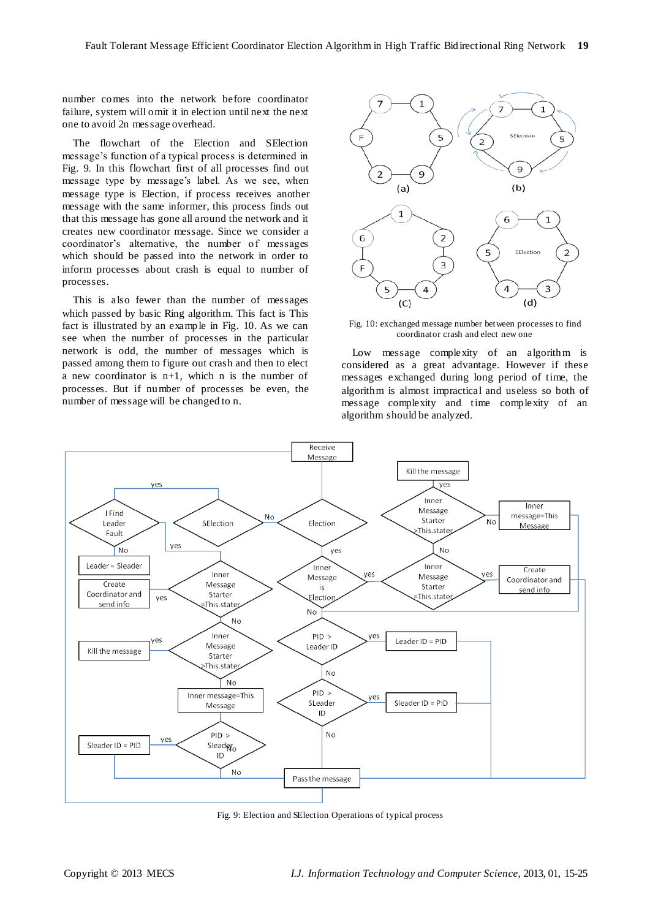number comes into the network before coordinator failure, system will omit it in election until next the next one to avoid 2n message overhead.

The flowchart of the Election and SElection message's function of a typical process is determined in Fig. 9. In this flowchart first of all processes find out message type by message's label. As we see, when message type is Election, if process receives another message with the same informer, this process finds out that this message has gone all around the network and it creates new coordinator message. Since we consider a coordinator's alternative, the number of messages which should be passed into the network in order to inform processes about crash is equal to number of processes.

This is also fewer than the number of messages which passed by basic Ring algorithm. This fact is This fact is illustrated by an example in Fig. 10. As we can see when the number of processes in the particular network is odd, the number of messages which is passed among them to figure out crash and then to elect a new coordinator is n+1, which n is the number of processes. But if number of processes be even, the number of message will be changed to n.

Fig. 10: exchanged message number between processes to find coordinator crash and elect new one

Low message complexity of an algorithm is considered as a great advantage. However if these messages exchanged during long period of time, the algorithm is almost impractical and useless so both of message complexity and time complexity of an algorithm should be analyzed.

Fig. 9: Election and SElection Operations of typical process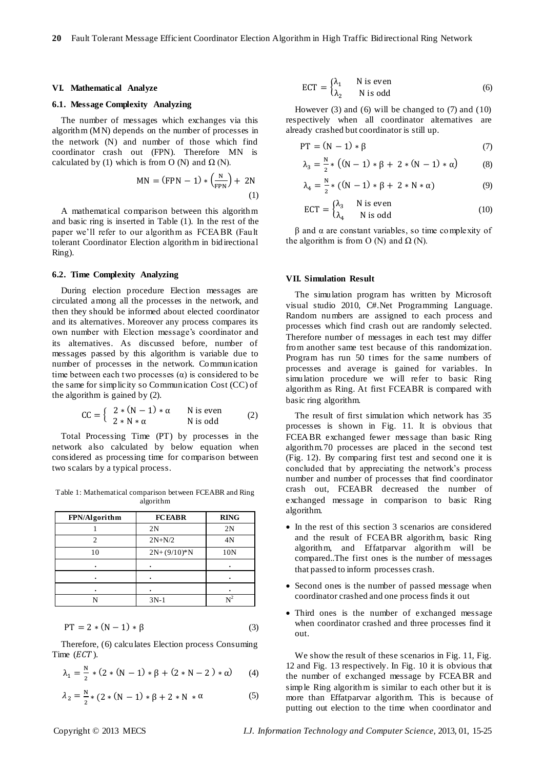## VI. Mathematical Analyze

### 6.1. Message Complexity Analyzing

The number of messages which exchanges via this algorithm (MN) depends on the number of processes in the network (N) and number of those which find coordinator crash out (FPN). Therefore MN is calculated by (1) which is from O (N) and Ω (N).

$$\mathrm{MN} = (\mathrm{FPN} - 1) * \left(\frac{\mathrm{N}}{\mathrm{FPN}}\right) + 2\mathrm{N} \tag{1}$$

A mathematical comparison between this algorithm and basic ring is inserted in Table (1). In the rest of the paper we'll refer to our algorithm as FCEABR (Fault tolerant Coordinator Election algorithm in bidirectional Ring).

### 6.2. Time Complexity Analyzing

During election procedure Election messages are circulated among all the processes in the network, and then they should be informed about elected coordinator and its alternatives. Moreover any process compares its own number with Election message's coordinator and its alternatives. As discussed before, number of messages passed by this algorithm is variable due to number of processes in the network. Communication time between each two processes (α) is considered to be the same for simplicity so Communication Cost (CC) of the algorithm is gained by (2).

$$\mathrm{CC} = \begin{cases} 2 * (\mathrm{N} - 1) * \alpha & \mathrm{N \text{ is even}} \\ 2 * \mathrm{N} * \alpha & \mathrm{N \text{ is odd}} \end{cases} \tag{2}$$

Total Processing Time (PT) by processes in the network also calculated by below equation when considered as processing time for comparison between two scalars by a typical process.

Table 1: Mathematical comparison between FCEABR and Ring algorithm

| FPN/Algorithm | FCEABR | RING |
|---|---|---|
| 1 | 2N | 2N |
| 2 | 2N+N/2 | 4N |
| 10 | 2N+(9/10)*N | 10N |
| . | . | . |
| . | . | . |
| . | . | . |
| N | 3N-1 | $N^2$ |

$$\mathrm{PT} = 2 * (\mathrm{N} - 1) * \beta \tag{3}$$

Therefore, (6) calculates Election process Consuming Time ($ECT$).

$$\lambda_1 = \frac{\mathrm{N}}{2} * (2 * (\mathrm{N} - 1) * \beta + (2 * \mathrm{N} - 2) * \alpha) \tag{4}$$

$$\lambda_2 = \frac{\mathrm{N}}{2} * (2 * (\mathrm{N} - 1) * \beta + 2 * \mathrm{N} * \alpha \tag{5}$$

$$\mathrm{ECT} = \begin{cases} \lambda_1 & \mathrm{N \text{ is even}} \\ \lambda_2 & \mathrm{N \text{ is odd}} \end{cases} \tag{6}$$

However (3) and (6) will be changed to (7) and (10) respectively when all coordinator alternatives are already crashed but coordinator is still up.

$$\mathrm{PT} = (\mathrm{N} - 1) * \beta \tag{7}$$

$$\lambda_3 = \frac{\mathrm{N}}{2} * ((\mathrm{N} - 1) * \beta + 2 * (\mathrm{N} - 1) * \alpha) \tag{8}$$

$$\lambda_4 = \frac{\mathrm{N}}{2} * ((\mathrm{N} - 1) * \beta + 2 * \mathrm{N} * \alpha) \tag{9}$$

$$\mathrm{ECT} = \begin{cases} \lambda_3 & \mathrm{N \text{ is even}} \\ \lambda_4 & \mathrm{N \text{ is odd}} \end{cases} \tag{10}$$

β and α are constant variables, so time complexity of the algorithm is from O (N) and Ω (N).

## VII. Simulation Result

The simulation program has written by Microsoft visual studio 2010, C#.Net Programming Language. Random numbers are assigned to each process and processes which find crash out are randomly selected. Therefore number of messages in each test may differ from another same test because of this randomization. Program has run 50 times for the same numbers of processes and average is gained for variables. In simulation procedure we will refer to basic Ring algorithm as Ring. At first FCEABR is compared with basic ring algorithm.

The result of first simulation which network has 35 processes is shown in Fig. 11. It is obvious that FCEABR exchanged fewer message than basic Ring algorithm.70 processes are placed in the second test (Fig. 12). By comparing first test and second one it is concluded that by appreciating the network's process number and number of processes that find coordinator crash out, FCEABR decreased the number of exchanged message in comparison to basic Ring algorithm.

- In the rest of this section 3 scenarios are considered and the result of FCEABR algorithm, basic Ring algorithm, and Effatparvar algorithm will be compared..The first ones is the number of messages that passed to inform processes crash.
- Second ones is the number of passed message when coordinator crashed and one process finds it out
- Third ones is the number of exchanged message when coordinator crashed and three processes find it out.

We show the result of these scenarios in Fig. 11, Fig. 12 and Fig. 13 respectively. In Fig. 10 it is obvious that the number of exchanged message by FCEABR and simple Ring algorithm is similar to each other but it is more than Effatparvar algorithm. This is because of putting out election to the time when coordinator and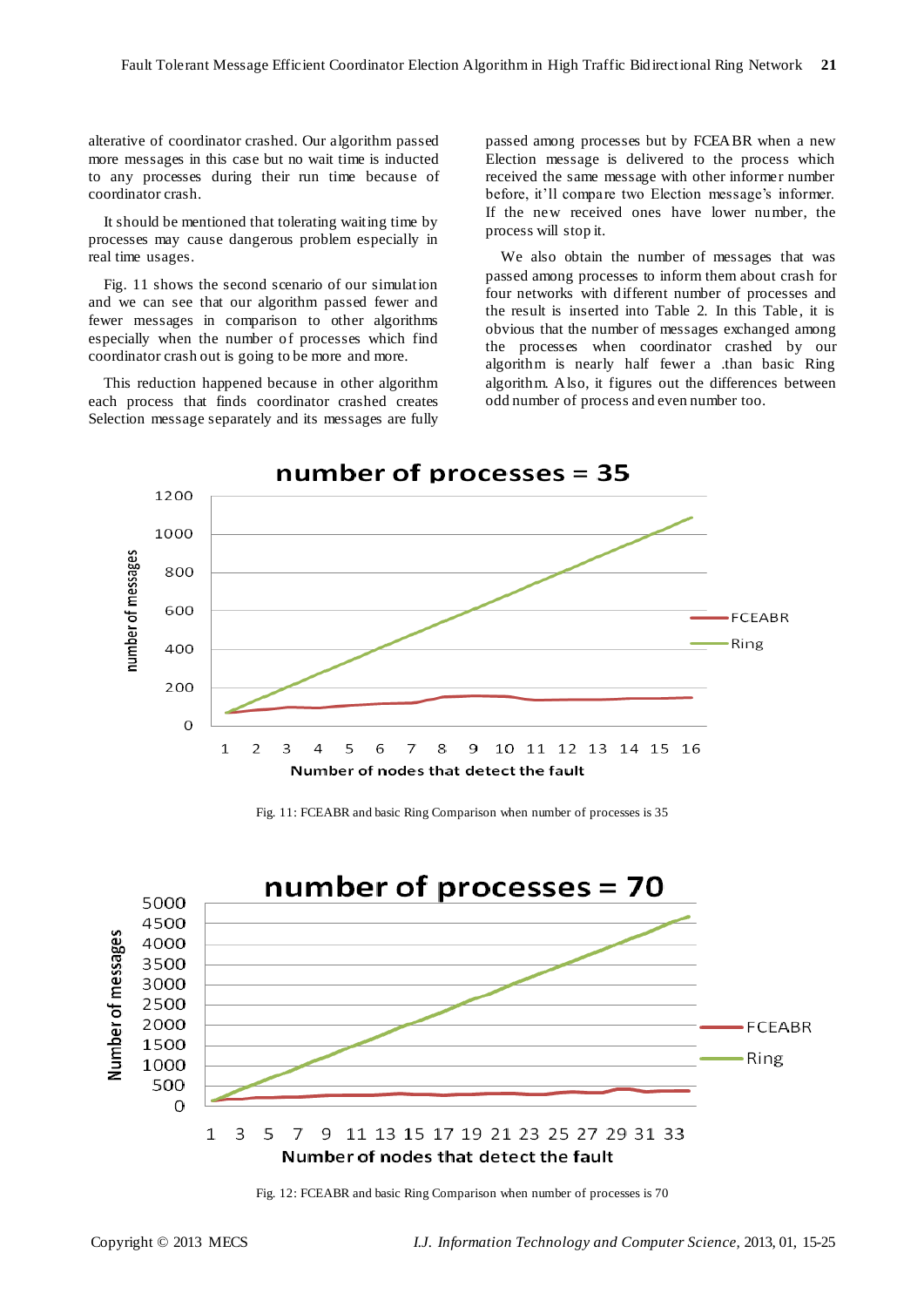alterative of coordinator crashed. Our algorithm passed more messages in this case but no wait time is inducted to any processes during their run time because of coordinator crash.

It should be mentioned that tolerating waiting time by processes may cause dangerous problem especially in real time usages.

Fig. 11 shows the second scenario of our simulation and we can see that our algorithm passed fewer and fewer messages in comparison to other algorithms especially when the number of processes which find coordinator crash out is going to be more and more.

This reduction happened because in other algorithm each process that finds coordinator crashed creates Selection message separately and its messages are fully passed among processes but by FCEABR when a new Election message is delivered to the process which received the same message with other informer number before, it'll compare two Election message's informer. If the new received ones have lower number, the process will stop it.

We also obtain the number of messages that was passed among processes to inform them about crash for four networks with different number of processes and the result is inserted into Table 2. In this Table, it is obvious that the number of messages exchanged among the processes when coordinator crashed by our algorithm is nearly half fewer a .than basic Ring algorithm. Also, it figures out the differences between odd number of process and even number too.

Fig. 11: FCEABR and basic Ring Comparison when number of processes is 35

Fig. 12: FCEABR and basic Ring Comparison when number of processes is 70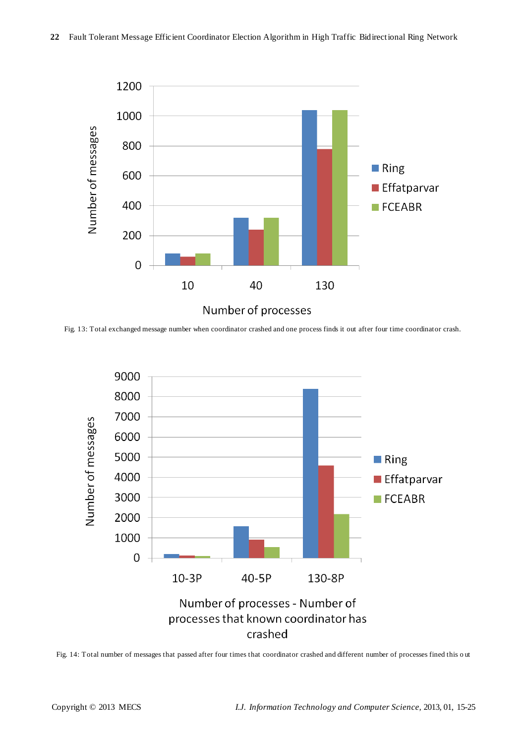Fig. 13: Total exchanged message number when coordinator crashed and one process finds it out after four time coordinator crash.

Fig. 14: Total number of messages that passed after four times that coordinator crashed and different number of processes fined this out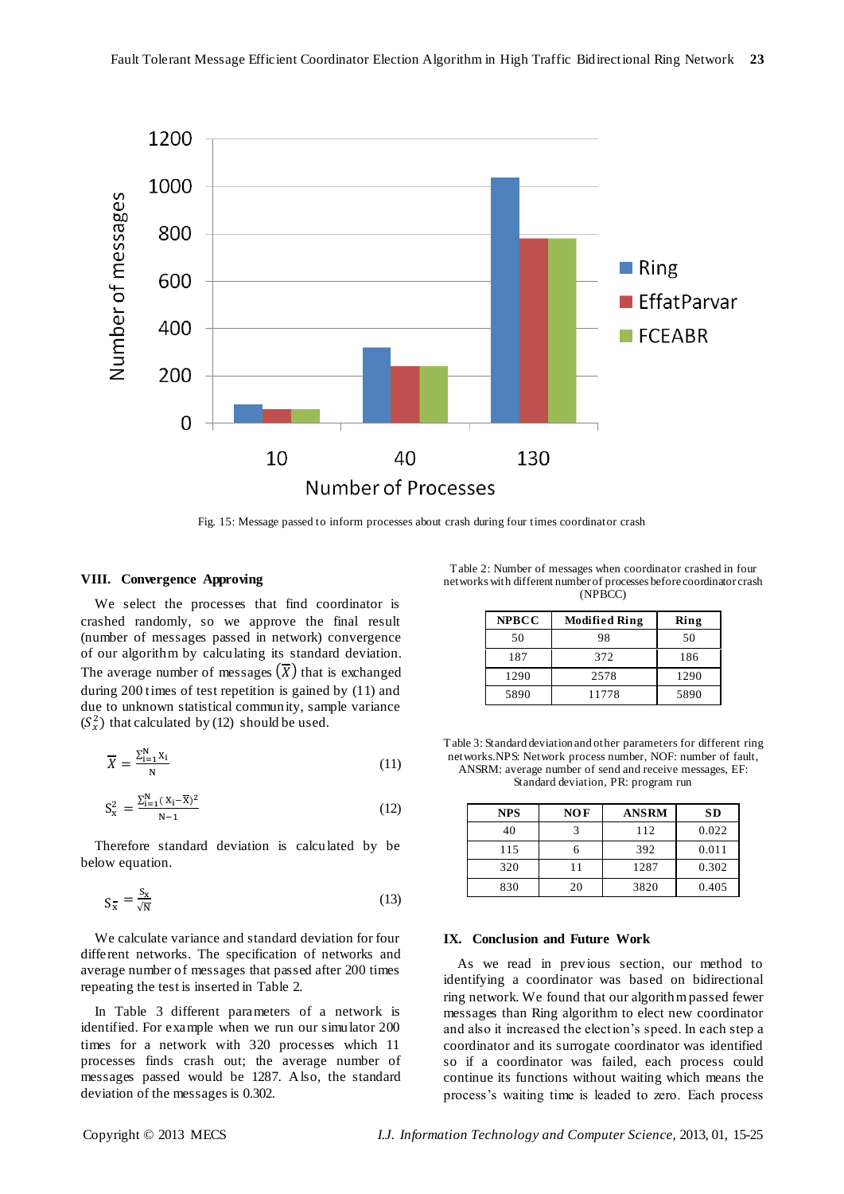Fig. 15: Message passed to inform processes about crash during four times coordinator crash

## VIII. Convergence Approving

We select the processes that find coordinator is crashed randomly, so we approve the final result (number of messages passed in network) convergence of our algorithm by calculating its standard deviation. The average number of messages $(\overline{X})$ that is exchanged during 200 times of test repetition is gained by (11) and due to unknown statistical community, sample variance $(S_x^2)$ that calculated by (12) should be used.

$$\overline{X} = \frac{\sum_{i=1}^{N} x_i}{N} \tag{11}$$

$$S_x^2 = \frac{\sum_{i=1}^{N} (x_i - \overline{x})^2}{N-1} \tag{12}$$

Therefore standard deviation is calculated by be below equation.

$$S_{\overline{x}} = \frac{S_x}{\sqrt{N}} \tag{13}$$

We calculate variance and standard deviation for four different networks. The specification of networks and average number of messages that passed after 200 times repeating the test is inserted in Table 2.

In Table 3 different parameters of a network is identified. For example when we run our simulator 200 times for a network with 320 processes which 11 processes finds crash out; the average number of messages passed would be 1287. Also, the standard deviation of the messages is 0.302.

Table 2: Number of messages when coordinator crashed in four networks with different number of processes before coordinator crash (NPBCC)

| NPBCC | Modified Ring | Ring |
|---|---|---|
| 50 | 98 | 50 |
| 187 | 372 | 186 |
| 1290 | 2578 | 1290 |
| 5890 | 11778 | 5890 |

Table 3: Standard deviation and other parameters for different ring networks. NPS: Network process number, NOF: number of fault, ANSRM: average number of send and receive messages, EF: Standard deviation, PR: program run

| NPS | NOF | ANSRM | SD |
|---|---|---|---|
| 40 | 3 | 112 | 0.022 |
| 115 | 6 | 392 | 0.011 |
| 320 | 11 | 1287 | 0.302 |
| 830 | 20 | 3820 | 0.405 |

## IX. Conclusion and Future Work

As we read in previous section, our method to identifying a coordinator was based on bidirectional ring network. We found that our algorithm passed fewer messages than Ring algorithm to elect new coordinator and also it increased the election's speed. In each step a coordinator and its surrogate coordinator was identified so if a coordinator was failed, each process could continue its functions without waiting which means the process's waiting time is leaded to zero. Each process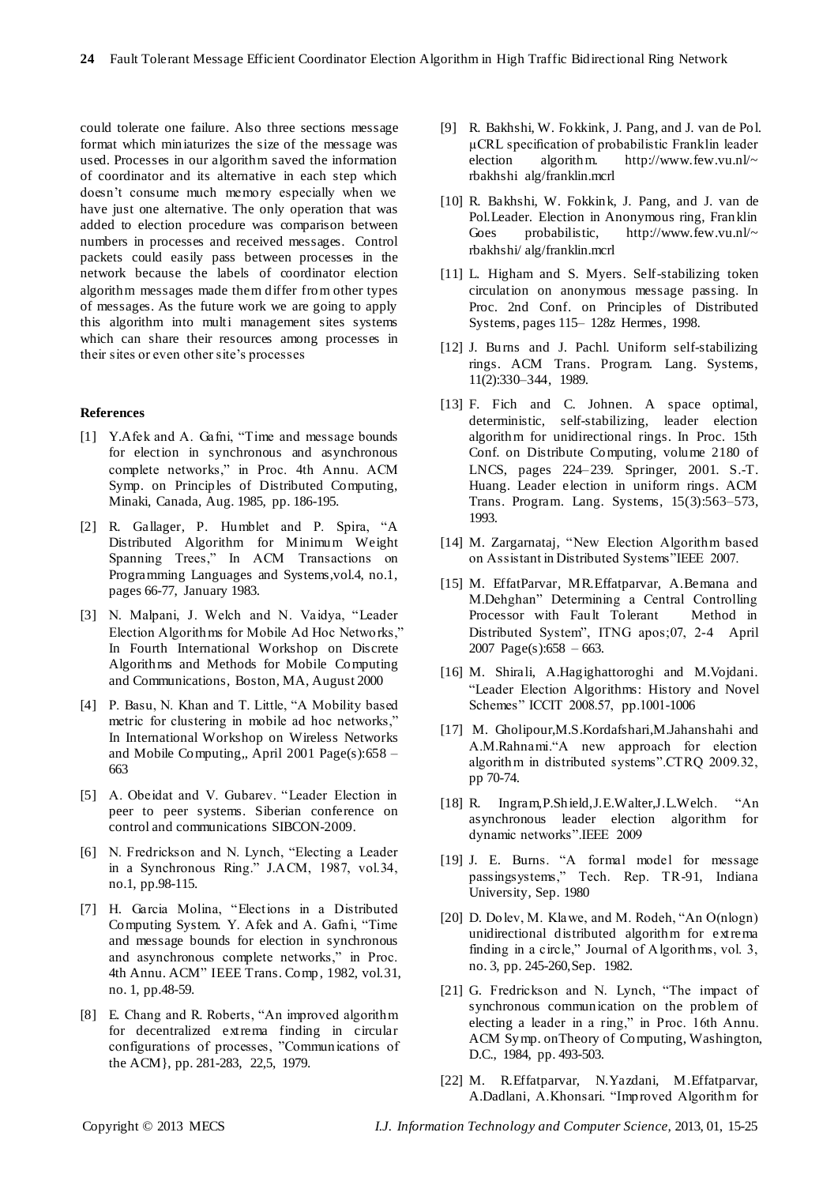could tolerate one failure. Also three sections message format which miniaturizes the size of the message was used. Processes in our algorithm saved the information of coordinator and its alternative in each step which doesn't consume much memory especially when we have just one alternative. The only operation that was added to election procedure was comparison between numbers in processes and received messages. Control packets could easily pass between processes in the network because the labels of coordinator election algorithm messages made them differ from other types of messages. As the future work we are going to apply this algorithm into multi management sites systems which can share their resources among processes in their sites or even other site's processes

**References**

[1] Y.Afek and A. Gafni, "Time and message bounds for election in synchronous and asynchronous complete networks," in Proc. 4th Annu. ACM Symp. on Principles of Distributed Computing, Minaki, Canada, Aug. 1985, pp. 186-195.

[2] R. Gallager, P. Humblet and P. Spira, "A Distributed Algorithm for Minimum Weight Spanning Trees," In ACM Transactions on Programming Languages and Systems,vol.4, no.1, pages 66-77, January 1983.

[3] N. Malpani, J. Welch and N. Vaidya, "Leader Election Algorithms for Mobile Ad Hoc Networks," In Fourth International Workshop on Discrete Algorithms and Methods for Mobile Computing and Communications, Boston, MA, August 2000

[4] P. Basu, N. Khan and T. Little, "A Mobility based metric for clustering in mobile ad hoc networks," In International Workshop on Wireless Networks and Mobile Computing,, April 2001 Page(s):658 – 663

[5] A. Obeidat and V. Gubarev. "Leader Election in peer to peer systems. Siberian conference on control and communications SIBCON-2009.

[6] N. Fredrickson and N. Lynch, "Electing a Leader in a Synchronous Ring." J.ACM, 1987, vol.34, no.1, pp.98-115.

[7] H. Garcia Molina, "Elections in a Distributed Computing System. Y. Afek and A. Gafni, "Time and message bounds for election in synchronous and asynchronous complete networks," in Proc. 4th Annu. ACM" IEEE Trans. Comp, 1982, vol.31, no. 1, pp.48-59.

[8] E. Chang and R. Roberts, "An improved algorithm for decentralized extrema finding in circular configurations of processes, "Communications of the ACM}, pp. 281-283, 22,5, 1979.

[9] R. Bakhshi, W. Fokkink, J. Pang, and J. van de Pol. μCRL specification of probabilistic Franklin leader election algorithm. http://www.few.vu.nl/~rbakhshi alg/franklin.mcrl

[10] R. Bakhshi, W. Fokkink, J. Pang, and J. van de Pol.Leader. Election in Anonymous ring, Franklin Goes probabilistic, http://www.few.vu.nl/~rbakhshi/ alg/franklin.mcrl

[11] L. Higham and S. Myers. Self-stabilizing token circulation on anonymous message passing. In Proc. 2nd Conf. on Principles of Distributed Systems, pages 115– 128z Hermes, 1998.

[12] J. Burns and J. Pachl. Uniform self-stabilizing rings. ACM Trans. Program. Lang. Systems, 11(2):330–344, 1989.

[13] F. Fich and C. Johnen. A space optimal, deterministic, self-stabilizing, leader election algorithm for unidirectional rings. In Proc. 15th Conf. on Distribute Computing, volume 2180 of LNCS, pages 224–239. Springer, 2001. S.-T. Huang. Leader election in uniform rings. ACM Trans. Program. Lang. Systems, 15(3):563–573, 1993.

[14] M. Zargarnataj, "New Election Algorithm based on Assistant in Distributed Systems"IEEE 2007.

[15] M. EffatParvar, MR.Effatparvar, A.Bemana and M.Dehghan" Determining a Central Controlling Processor with Fault Tolerant Method in Distributed System", ITNG apos;07, 2-4 April 2007 Page(s):658 – 663.

[16] M. Shirali, A.Hagighattoroghi and M.Vojdani. "Leader Election Algorithms: History and Novel Schemes" ICCIT 2008.57, pp.1001-1006

[17] M. Gholipour,M.S.Kordafshari,M.Jahanshahi and A.M.Rahnami."A new approach for election algorithm in distributed systems".CTRQ 2009.32, pp 70-74.

[18] R. Ingram,P.Shield,J.E.Walter,J.L.Welch. "An asynchronous leader election algorithm for dynamic networks".IEEE 2009

[19] J. E. Burns. "A formal model for message passingsystems," Tech. Rep. TR-91, Indiana University, Sep. 1980

[20] D. Dolev, M. Klawe, and M. Rodeh, "An O(nlogn) unidirectional distributed algorithm for extrema finding in a circle," Journal of Algorithms, vol. 3, no. 3, pp. 245-260,Sep. 1982.

[21] G. Fredrickson and N. Lynch, "The impact of synchronous communication on the problem of electing a leader in a ring," in Proc. 16th Annu. ACM Symp. onTheory of Computing, Washington, D.C., 1984, pp. 493-503.

[22] M. R.Effatparvar, N.Yazdani, M.Effatparvar, A.Dadlani, A.Khonsari. "Improved Algorithm for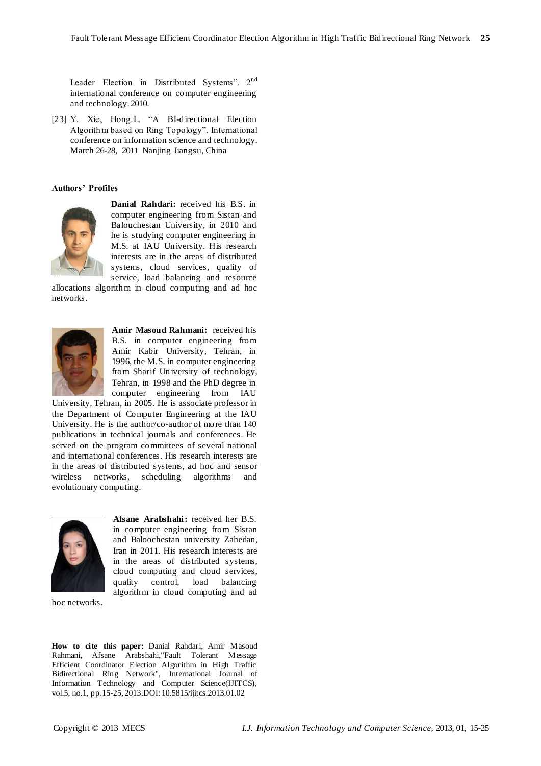Leader Election in Distributed Systems". 2nd international conference on computer engineering and technology. 2010.

[23] Y. Xie, Hong.L. "A BI-directional Election Algorithm based on Ring Topology". International conference on information science and technology. March 26-28, 2011 Nanjing Jiangsu, China

**Authors' Profiles**

**Danial Rahdari:** received his B.S. in computer engineering from Sistan and Balouchestan University, in 2010 and he is studying computer engineering in M.S. at IAU University. His research interests are in the areas of distributed systems, cloud services, quality of service, load balancing and resource allocations algorithm in cloud computing and ad hoc networks.

**Amir Masoud Rahmani:** received his B.S. in computer engineering from Amir Kabir University, Tehran, in 1996, the M.S. in computer engineering from Sharif University of technology, Tehran, in 1998 and the PhD degree in computer engineering from IAU University, Tehran, in 2005. He is associate professor in the Department of Computer Engineering at the IAU University. He is the author/co-author of more than 140 publications in technical journals and conferences. He served on the program committees of several national and international conferences. His research interests are in the areas of distributed systems, ad hoc and sensor wireless networks, scheduling algorithms and evolutionary computing.

**Afsane Arabshahi:** received her B.S. in computer engineering from Sistan and Baloochestan university Zahedan, Iran in 2011. His research interests are in the areas of distributed systems, cloud computing and cloud services, quality control, load balancing algorithm in cloud computing and ad hoc networks.

**How to cite this paper:** Danial Rahdari, Amir Masoud Rahmani, Afsane Arabshahi,"Fault Tolerant Message Efficient Coordinator Election Algorithm in High Traffic Bidirectional Ring Network", International Journal of Information Technology and Computer Science(IJITCS), vol.5, no.1, pp.15-25, 2013.DOI: 10.5815/ijitcs.2013.01.02